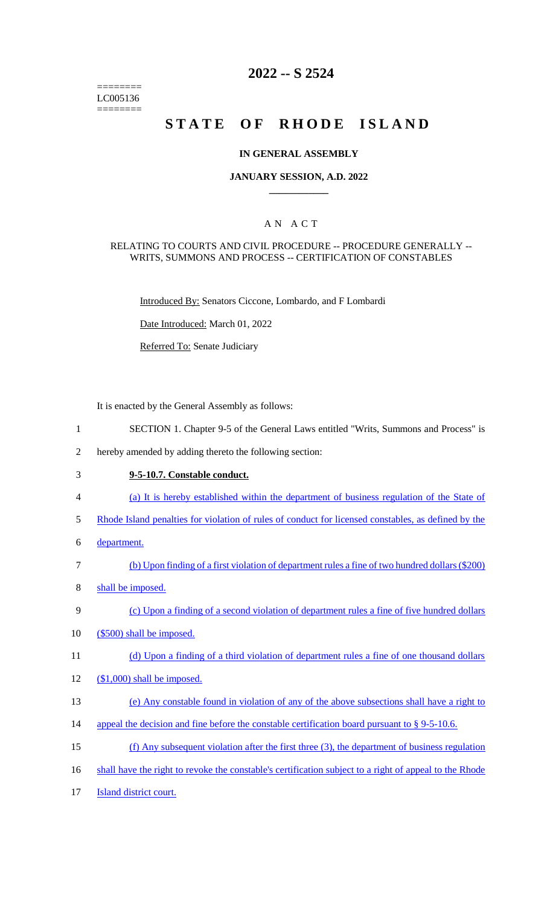========
LC005136
========

# 2022 -- S 2524

# STATE OF RHODE ISLAND

## IN GENERAL ASSEMBLY

### JANUARY SESSION, A.D. 2022

____________

## A N A C T

RELATING TO COURTS AND CIVIL PROCEDURE -- PROCEDURE GENERALLY -- WRITS, SUMMONS AND PROCESS -- CERTIFICATION OF CONSTABLES

Introduced By: Senators Ciccone, Lombardo, and F Lombardi

Date Introduced: March 01, 2022

Referred To: Senate Judiciary

It is enacted by the General Assembly as follows:

1 SECTION 1. Chapter 9-5 of the General Laws entitled "Writs, Summons and Process" is
2 hereby amended by adding thereto the following section:
3 **9-5-10.7. Constable conduct.**
4 (a) It is hereby established within the department of business regulation of the State of
5 Rhode Island penalties for violation of rules of conduct for licensed constables, as defined by the
6 department.
7 (b) Upon finding of a first violation of department rules a fine of two hundred dollars ($200)
8 shall be imposed.
9 (c) Upon a finding of a second violation of department rules a fine of five hundred dollars
10 ($500) shall be imposed.
11 (d) Upon a finding of a third violation of department rules a fine of one thousand dollars
12 ($1,000) shall be imposed.
13 (e) Any constable found in violation of any of the above subsections shall have a right to
14 appeal the decision and fine before the constable certification board pursuant to § 9-5-10.6.
15 (f) Any subsequent violation after the first three (3), the department of business regulation
16 shall have the right to revoke the constable's certification subject to a right of appeal to the Rhode
17 Island district court.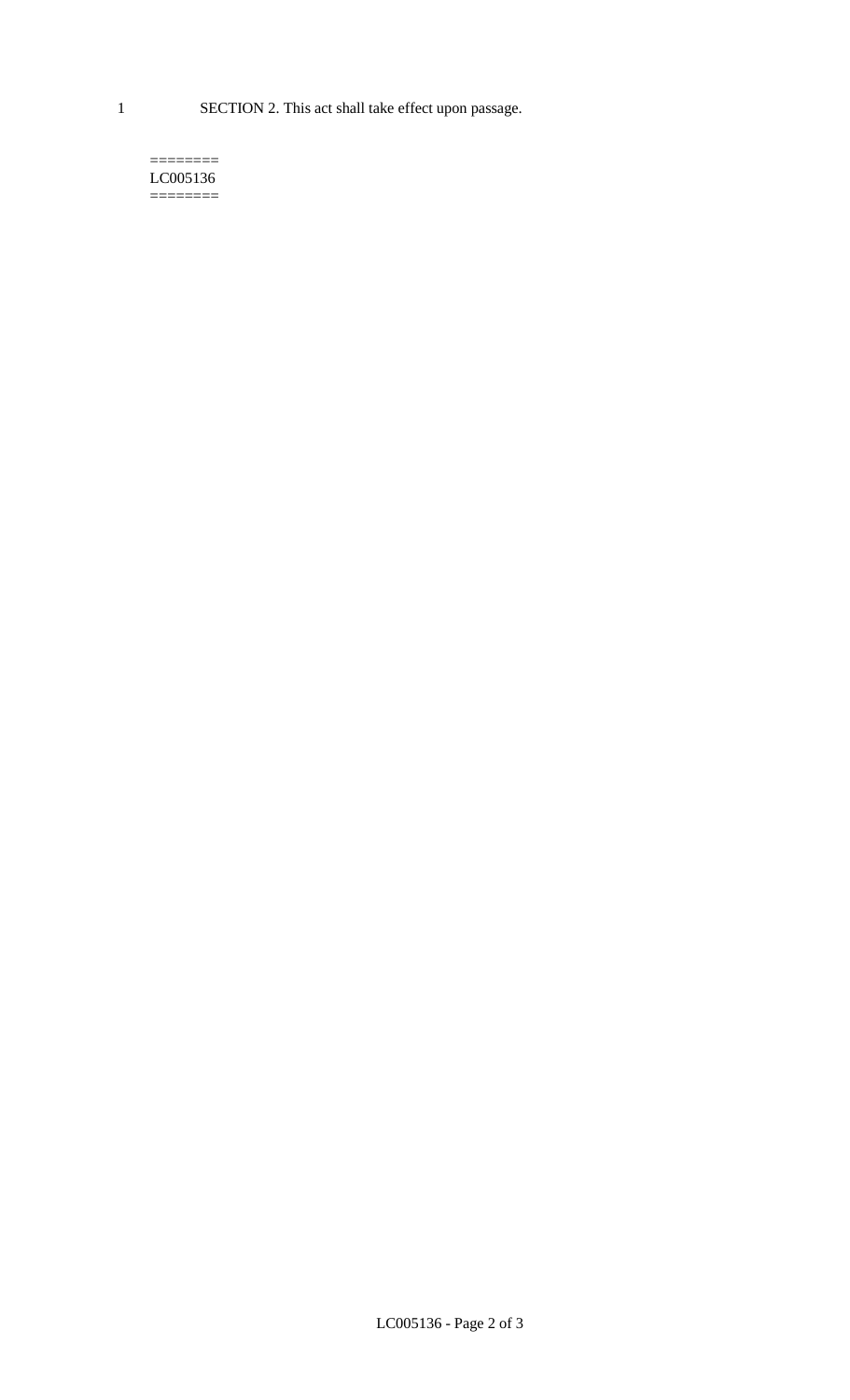SECTION 2. This act shall take effect upon passage.

========
LC005136
========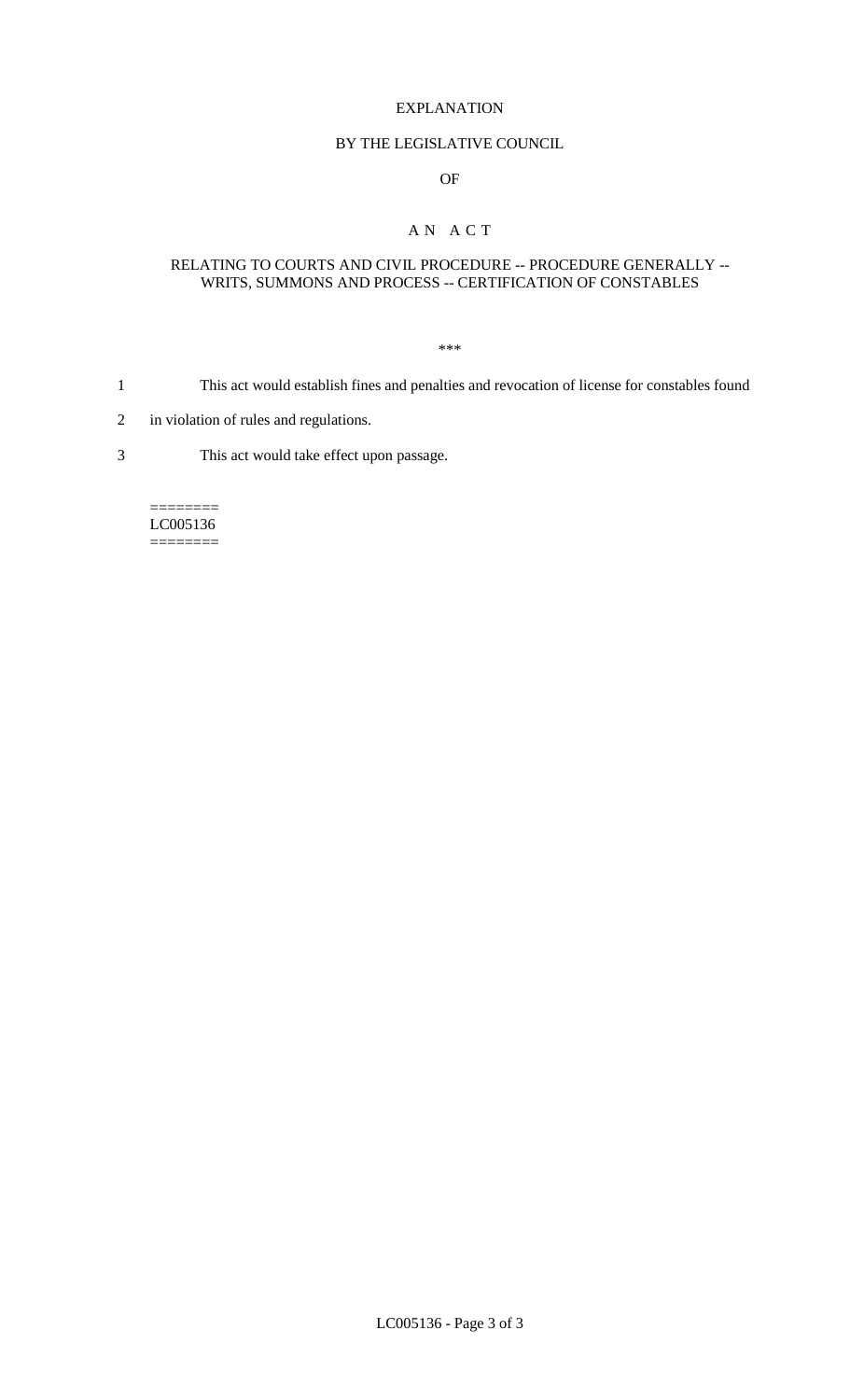EXPLANATION

BY THE LEGISLATIVE COUNCIL

OF

# A N A C T

RELATING TO COURTS AND CIVIL PROCEDURE -- PROCEDURE GENERALLY -- WRITS, SUMMONS AND PROCESS -- CERTIFICATION OF CONSTABLES

***

1 This act would establish fines and penalties and revocation of license for constables found

2 in violation of rules and regulations.

3 This act would take effect upon passage.

========
LC005136
========